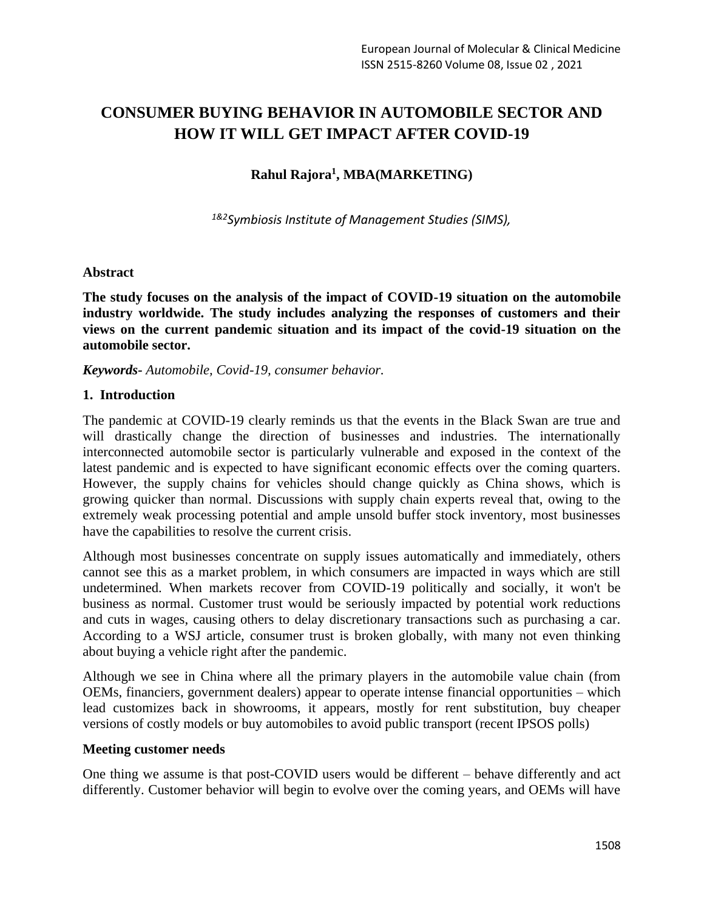# CONSUMER BUYING BEHAVIOR IN AUTOMOBILE SECTOR AND HOW IT WILL GET IMPACT AFTER COVID-19

**Rahul Rajora[1], MBA(MARKETING)**

*[1&2]Symbiosis Institute of Management Studies (SIMS),*

## Abstract

**The study focuses on the analysis of the impact of COVID-19 situation on the automobile industry worldwide. The study includes analyzing the responses of customers and their views on the current pandemic situation and its impact of the covid-19 situation on the automobile sector.**

***Keywords****- Automobile, Covid-19, consumer behavior.*

## 1. Introduction

The pandemic at COVID-19 clearly reminds us that the events in the Black Swan are true and will drastically change the direction of businesses and industries. The internationally interconnected automobile sector is particularly vulnerable and exposed in the context of the latest pandemic and is expected to have significant economic effects over the coming quarters. However, the supply chains for vehicles should change quickly as China shows, which is growing quicker than normal. Discussions with supply chain experts reveal that, owing to the extremely weak processing potential and ample unsold buffer stock inventory, most businesses have the capabilities to resolve the current crisis.

Although most businesses concentrate on supply issues automatically and immediately, others cannot see this as a market problem, in which consumers are impacted in ways which are still undetermined. When markets recover from COVID-19 politically and socially, it won't be business as normal. Customer trust would be seriously impacted by potential work reductions and cuts in wages, causing others to delay discretionary transactions such as purchasing a car. According to a WSJ article, consumer trust is broken globally, with many not even thinking about buying a vehicle right after the pandemic.

Although we see in China where all the primary players in the automobile value chain (from OEMs, financiers, government dealers) appear to operate intense financial opportunities – which lead customizes back in showrooms, it appears, mostly for rent substitution, buy cheaper versions of costly models or buy automobiles to avoid public transport (recent IPSOS polls)

### Meeting customer needs

One thing we assume is that post-COVID users would be different – behave differently and act differently. Customer behavior will begin to evolve over the coming years, and OEMs will have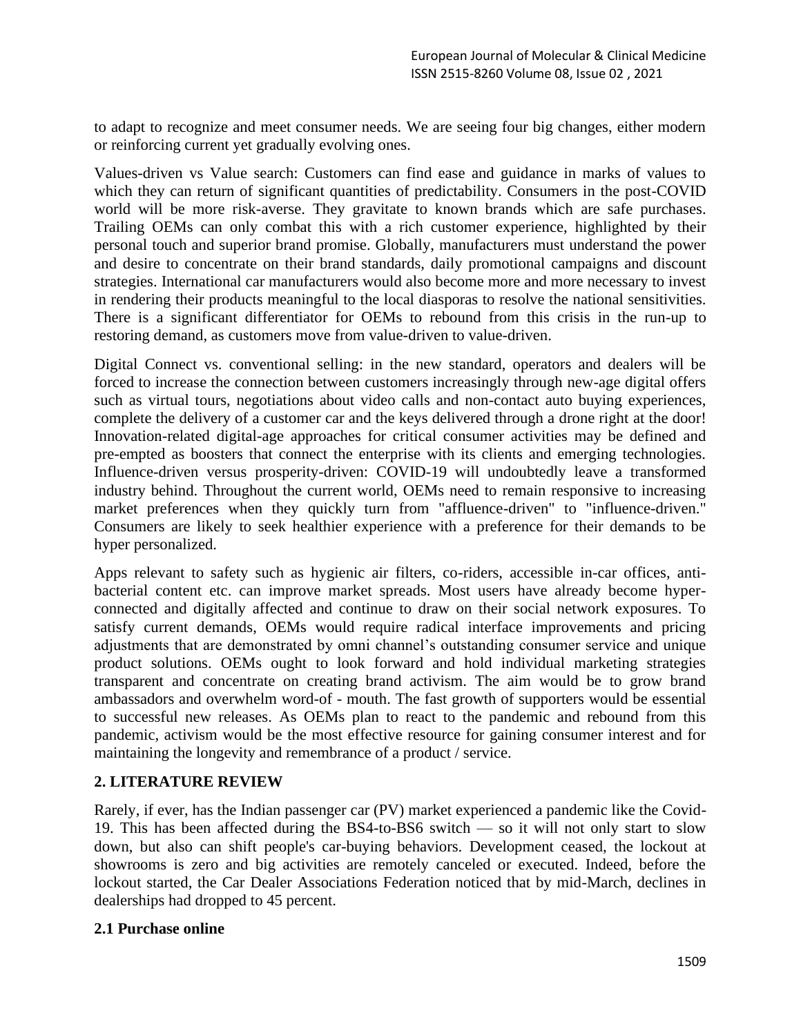to adapt to recognize and meet consumer needs. We are seeing four big changes, either modern or reinforcing current yet gradually evolving ones.

Values-driven vs Value search: Customers can find ease and guidance in marks of values to which they can return of significant quantities of predictability. Consumers in the post-COVID world will be more risk-averse. They gravitate to known brands which are safe purchases. Trailing OEMs can only combat this with a rich customer experience, highlighted by their personal touch and superior brand promise. Globally, manufacturers must understand the power and desire to concentrate on their brand standards, daily promotional campaigns and discount strategies. International car manufacturers would also become more and more necessary to invest in rendering their products meaningful to the local diasporas to resolve the national sensitivities. There is a significant differentiator for OEMs to rebound from this crisis in the run-up to restoring demand, as customers move from value-driven to value-driven.

Digital Connect vs. conventional selling: in the new standard, operators and dealers will be forced to increase the connection between customers increasingly through new-age digital offers such as virtual tours, negotiations about video calls and non-contact auto buying experiences, complete the delivery of a customer car and the keys delivered through a drone right at the door! Innovation-related digital-age approaches for critical consumer activities may be defined and pre-empted as boosters that connect the enterprise with its clients and emerging technologies. Influence-driven versus prosperity-driven: COVID-19 will undoubtedly leave a transformed industry behind. Throughout the current world, OEMs need to remain responsive to increasing market preferences when they quickly turn from "affluence-driven" to "influence-driven." Consumers are likely to seek healthier experience with a preference for their demands to be hyper personalized.

Apps relevant to safety such as hygienic air filters, co-riders, accessible in-car offices, anti-bacterial content etc. can improve market spreads. Most users have already become hyper-connected and digitally affected and continue to draw on their social network exposures. To satisfy current demands, OEMs would require radical interface improvements and pricing adjustments that are demonstrated by omni channel's outstanding consumer service and unique product solutions. OEMs ought to look forward and hold individual marketing strategies transparent and concentrate on creating brand activism. The aim would be to grow brand ambassadors and overwhelm word-of - mouth. The fast growth of supporters would be essential to successful new releases. As OEMs plan to react to the pandemic and rebound from this pandemic, activism would be the most effective resource for gaining consumer interest and for maintaining the longevity and remembrance of a product / service.

## 2. LITERATURE REVIEW

Rarely, if ever, has the Indian passenger car (PV) market experienced a pandemic like the Covid-19. This has been affected during the BS4-to-BS6 switch — so it will not only start to slow down, but also can shift people's car-buying behaviors. Development ceased, the lockout at showrooms is zero and big activities are remotely canceled or executed. Indeed, before the lockout started, the Car Dealer Associations Federation noticed that by mid-March, declines in dealerships had dropped to 45 percent.

### 2.1 Purchase online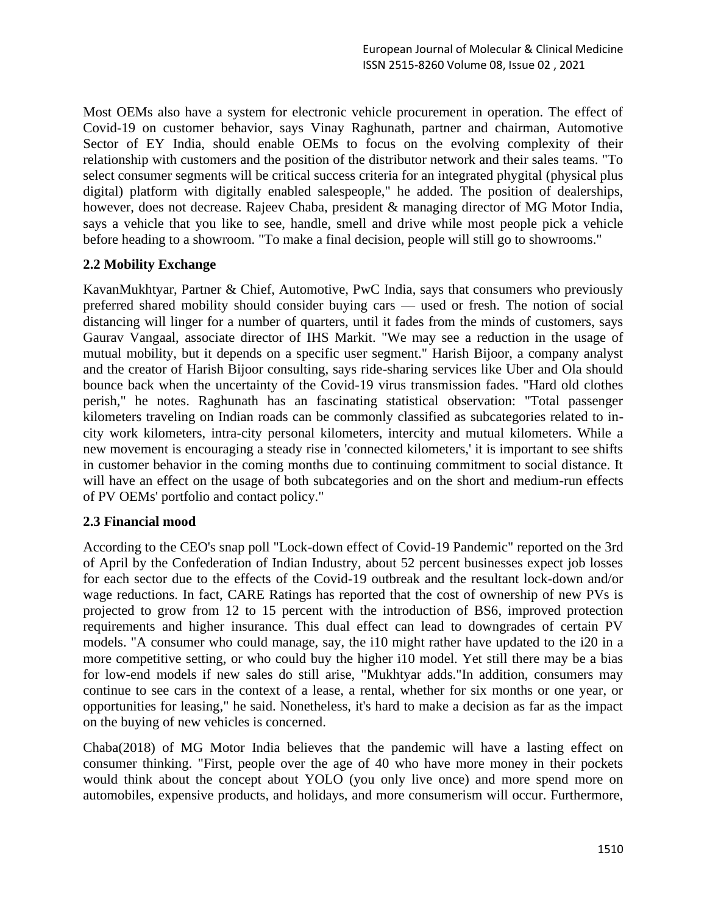Most OEMs also have a system for electronic vehicle procurement in operation. The effect of Covid-19 on customer behavior, says Vinay Raghunath, partner and chairman, Automotive Sector of EY India, should enable OEMs to focus on the evolving complexity of their relationship with customers and the position of the distributor network and their sales teams. "To select consumer segments will be critical success criteria for an integrated phygital (physical plus digital) platform with digitally enabled salespeople," he added. The position of dealerships, however, does not decrease. Rajeev Chaba, president & managing director of MG Motor India, says a vehicle that you like to see, handle, smell and drive while most people pick a vehicle before heading to a showroom. "To make a final decision, people will still go to showrooms."

### 2.2 Mobility Exchange

KavanMukhtyar, Partner & Chief, Automotive, PwC India, says that consumers who previously preferred shared mobility should consider buying cars — used or fresh. The notion of social distancing will linger for a number of quarters, until it fades from the minds of customers, says Gaurav Vangaal, associate director of IHS Markit. "We may see a reduction in the usage of mutual mobility, but it depends on a specific user segment." Harish Bijoor, a company analyst and the creator of Harish Bijoor consulting, says ride-sharing services like Uber and Ola should bounce back when the uncertainty of the Covid-19 virus transmission fades. "Hard old clothes perish," he notes. Raghunath has an fascinating statistical observation: "Total passenger kilometers traveling on Indian roads can be commonly classified as subcategories related to in-city work kilometers, intra-city personal kilometers, intercity and mutual kilometers. While a new movement is encouraging a steady rise in 'connected kilometers,' it is important to see shifts in customer behavior in the coming months due to continuing commitment to social distance. It will have an effect on the usage of both subcategories and on the short and medium-run effects of PV OEMs' portfolio and contact policy."

### 2.3 Financial mood

According to the CEO's snap poll "Lock-down effect of Covid-19 Pandemic" reported on the 3rd of April by the Confederation of Indian Industry, about 52 percent businesses expect job losses for each sector due to the effects of the Covid-19 outbreak and the resultant lock-down and/or wage reductions. In fact, CARE Ratings has reported that the cost of ownership of new PVs is projected to grow from 12 to 15 percent with the introduction of BS6, improved protection requirements and higher insurance. This dual effect can lead to downgrades of certain PV models. "A consumer who could manage, say, the i10 might rather have updated to the i20 in a more competitive setting, or who could buy the higher i10 model. Yet still there may be a bias for low-end models if new sales do still arise, "Mukhtyar adds."In addition, consumers may continue to see cars in the context of a lease, a rental, whether for six months or one year, or opportunities for leasing," he said. Nonetheless, it's hard to make a decision as far as the impact on the buying of new vehicles is concerned.

Chaba(2018) of MG Motor India believes that the pandemic will have a lasting effect on consumer thinking. "First, people over the age of 40 who have more money in their pockets would think about the concept about YOLO (you only live once) and more spend more on automobiles, expensive products, and holidays, and more consumerism will occur. Furthermore,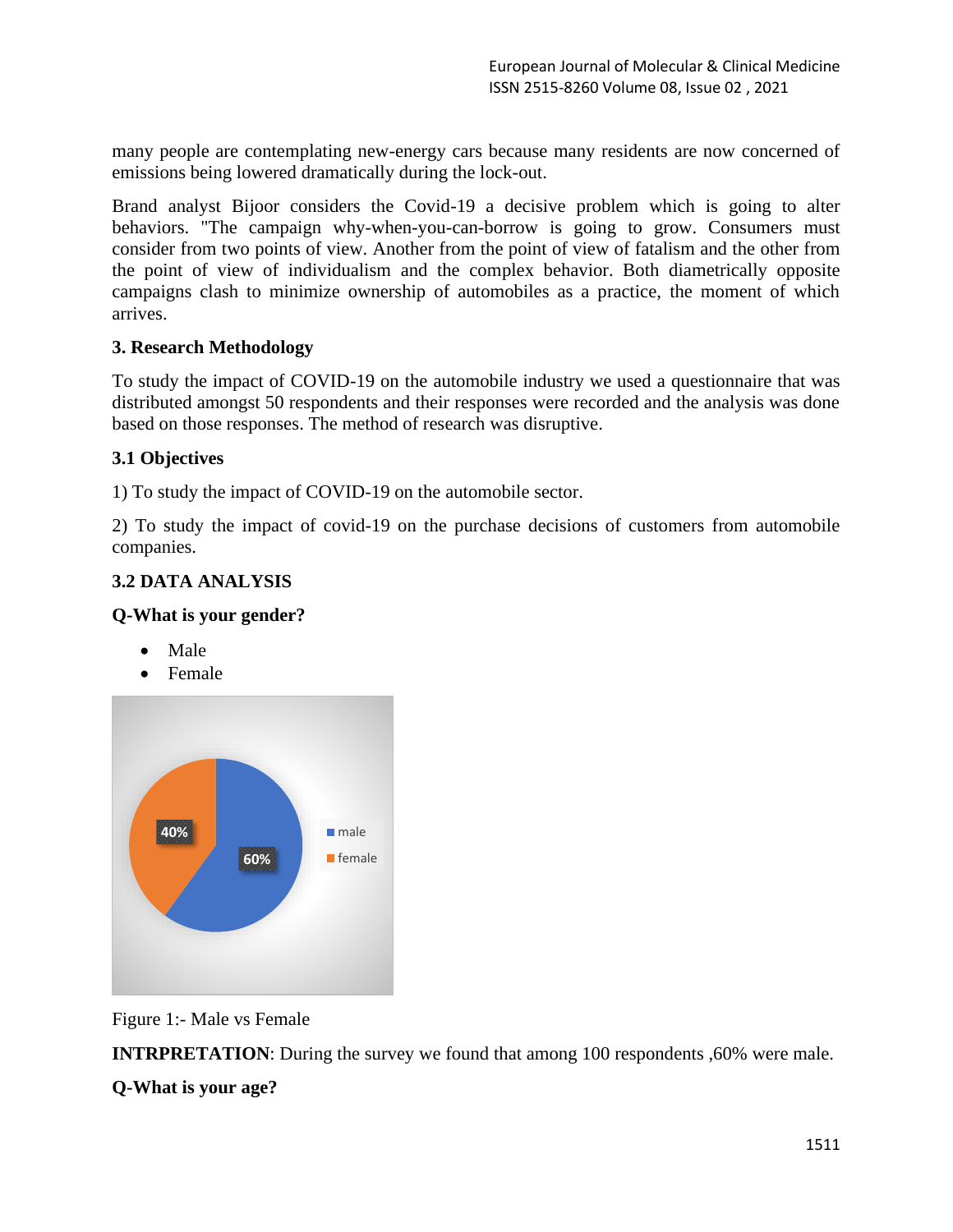many people are contemplating new-energy cars because many residents are now concerned of emissions being lowered dramatically during the lock-out.

Brand analyst Bijoor considers the Covid-19 a decisive problem which is going to alter behaviors. "The campaign why-when-you-can-borrow is going to grow. Consumers must consider from two points of view. Another from the point of view of fatalism and the other from the point of view of individualism and the complex behavior. Both diametrically opposite campaigns clash to minimize ownership of automobiles as a practice, the moment of which arrives.

## 3. Research Methodology

To study the impact of COVID-19 on the automobile industry we used a questionnaire that was distributed amongst 50 respondents and their responses were recorded and the analysis was done based on those responses. The method of research was disruptive.

### 3.1 Objectives

1) To study the impact of COVID-19 on the automobile sector.

2) To study the impact of covid-19 on the purchase decisions of customers from automobile companies.

### 3.2 DATA ANALYSIS

**Q-What is your gender?**

- Male
- Female

Figure 1:- Male vs Female

**INTRPRETATION**: During the survey we found that among 100 respondents ,60% were male.

**Q-What is your age?**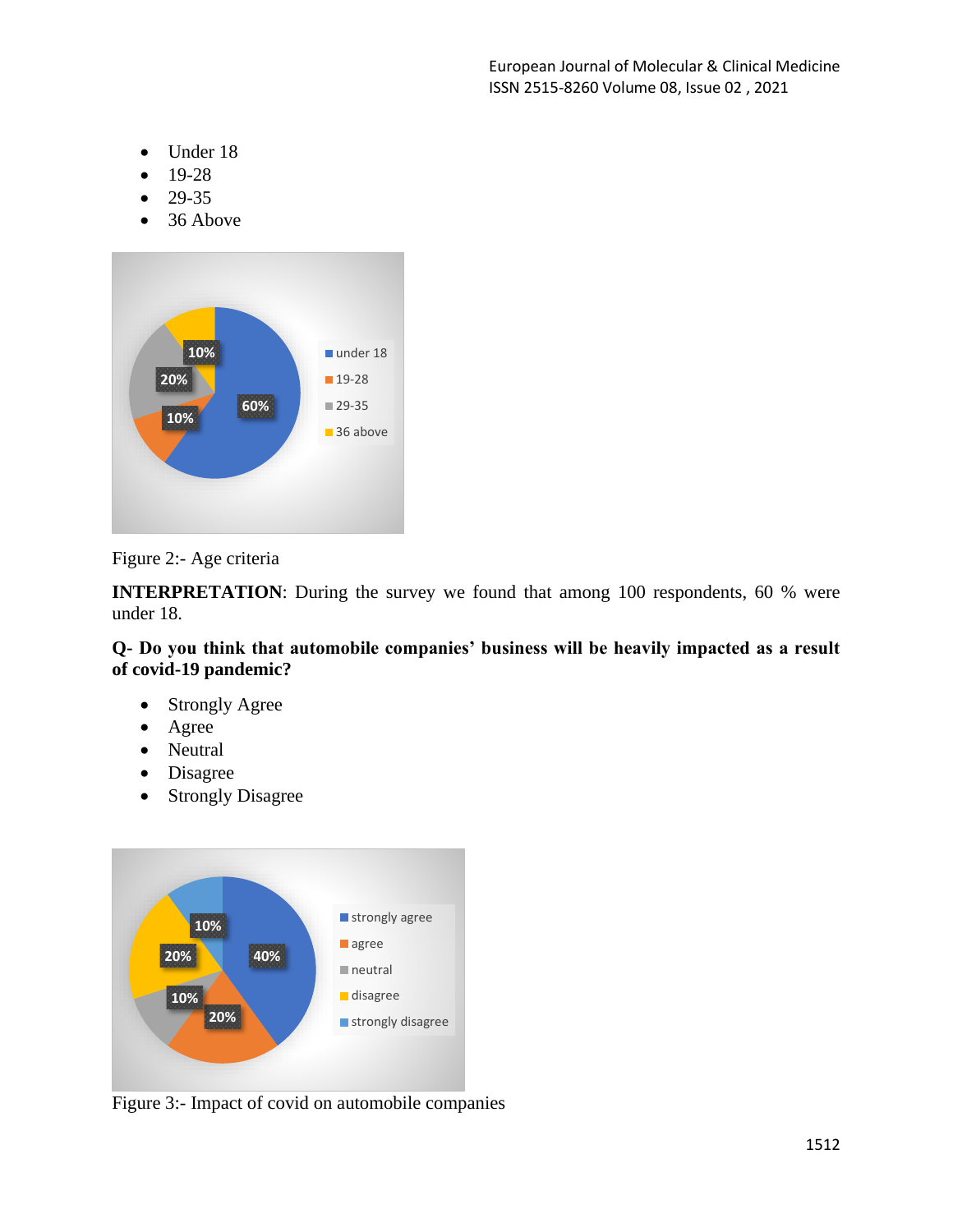- Under 18
- 19-28
- 29-35
- 36 Above

Figure 2:- Age criteria

**INTERPRETATION**: During the survey we found that among 100 respondents, 60 % were under 18.

**Q- Do you think that automobile companies' business will be heavily impacted as a result of covid-19 pandemic?**

- Strongly Agree
- Agree
- Neutral
- Disagree
- Strongly Disagree

Figure 3:- Impact of covid on automobile companies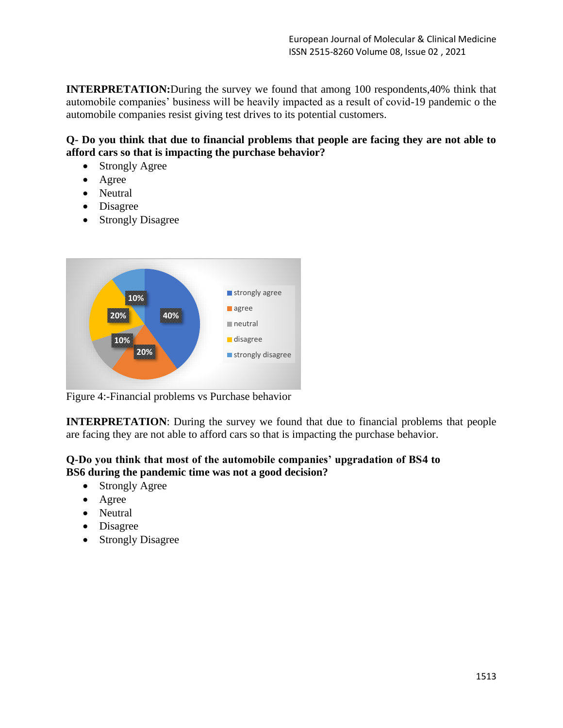**INTERPRETATION:**During the survey we found that among 100 respondents,40% think that automobile companies' business will be heavily impacted as a result of covid-19 pandemic o the automobile companies resist giving test drives to its potential customers.

**Q- Do you think that due to financial problems that people are facing they are not able to afford cars so that is impacting the purchase behavior?**

- Strongly Agree
- Agree
- Neutral
- Disagree
- Strongly Disagree

Figure 4:-Financial problems vs Purchase behavior

**INTERPRETATION**: During the survey we found that due to financial problems that people are facing they are not able to afford cars so that is impacting the purchase behavior.

**Q-Do you think that most of the automobile companies' upgradation of BS4 to BS6 during the pandemic time was not a good decision?**

- Strongly Agree
- Agree
- Neutral
- Disagree
- Strongly Disagree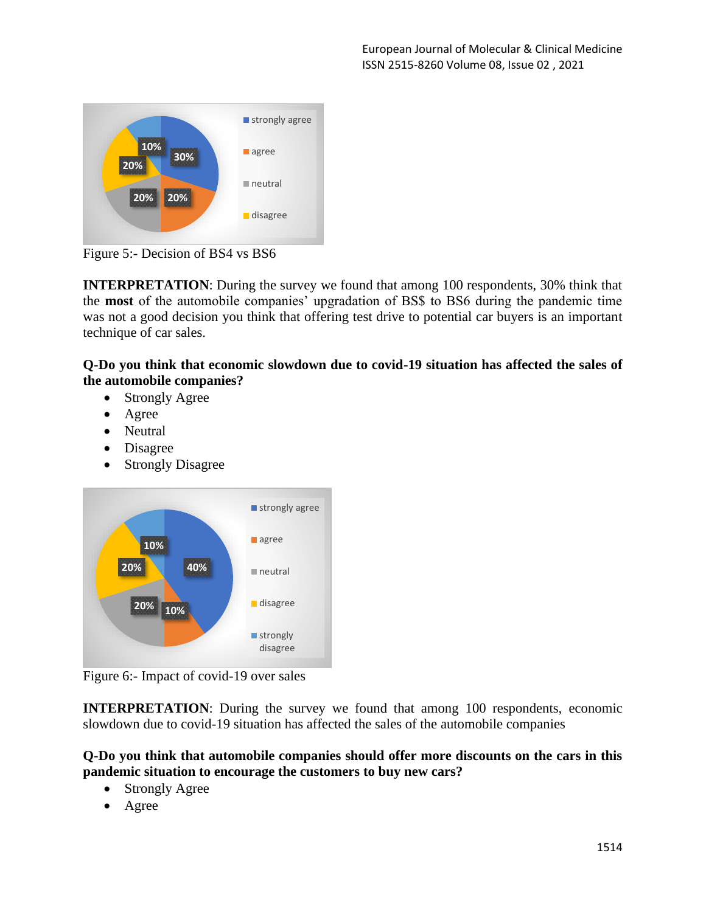Figure 5:- Decision of BS4 vs BS6

**INTERPRETATION**: During the survey we found that among 100 respondents, 30% think that the **most** of the automobile companies' upgradation of BS$ to BS6 during the pandemic time was not a good decision you think that offering test drive to potential car buyers is an important technique of car sales.

**Q-Do you think that economic slowdown due to covid-19 situation has affected the sales of the automobile companies?**

- Strongly Agree
- Agree
- Neutral
- Disagree
- Strongly Disagree

Figure 6:- Impact of covid-19 over sales

**INTERPRETATION**: During the survey we found that among 100 respondents, economic slowdown due to covid-19 situation has affected the sales of the automobile companies

**Q-Do you think that automobile companies should offer more discounts on the cars in this pandemic situation to encourage the customers to buy new cars?**

- Strongly Agree
- Agree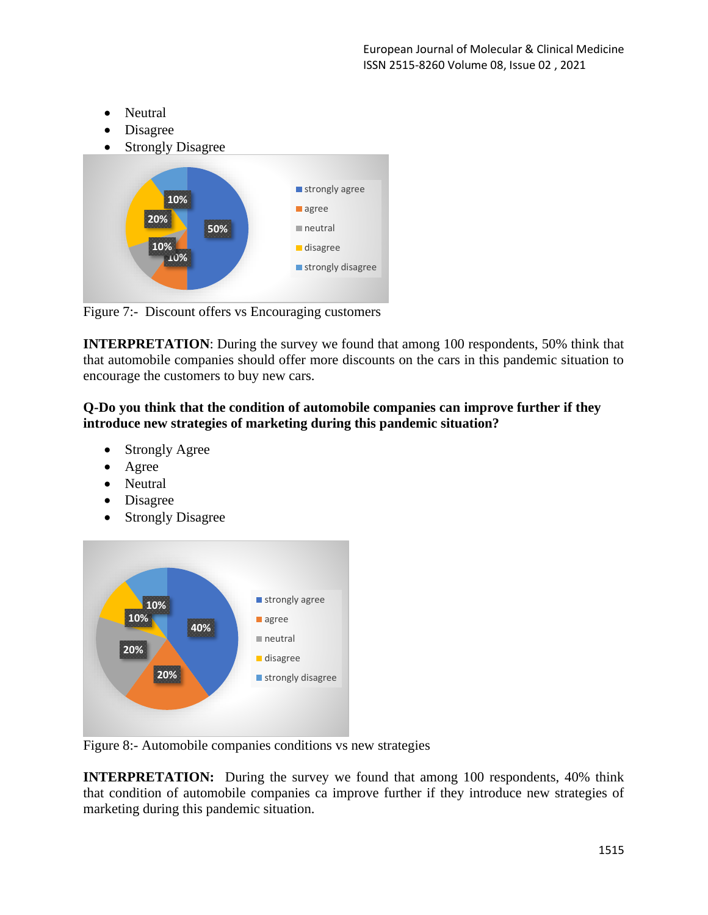- Neutral
- Disagree
- Strongly Disagree

Figure 7:- Discount offers vs Encouraging customers

**INTERPRETATION**: During the survey we found that among 100 respondents, 50% think that that automobile companies should offer more discounts on the cars in this pandemic situation to encourage the customers to buy new cars.

**Q-Do you think that the condition of automobile companies can improve further if they introduce new strategies of marketing during this pandemic situation?**

- Strongly Agree
- Agree
- Neutral
- Disagree
- Strongly Disagree

Figure 8:- Automobile companies conditions vs new strategies

**INTERPRETATION:** During the survey we found that among 100 respondents, 40% think that condition of automobile companies ca improve further if they introduce new strategies of marketing during this pandemic situation.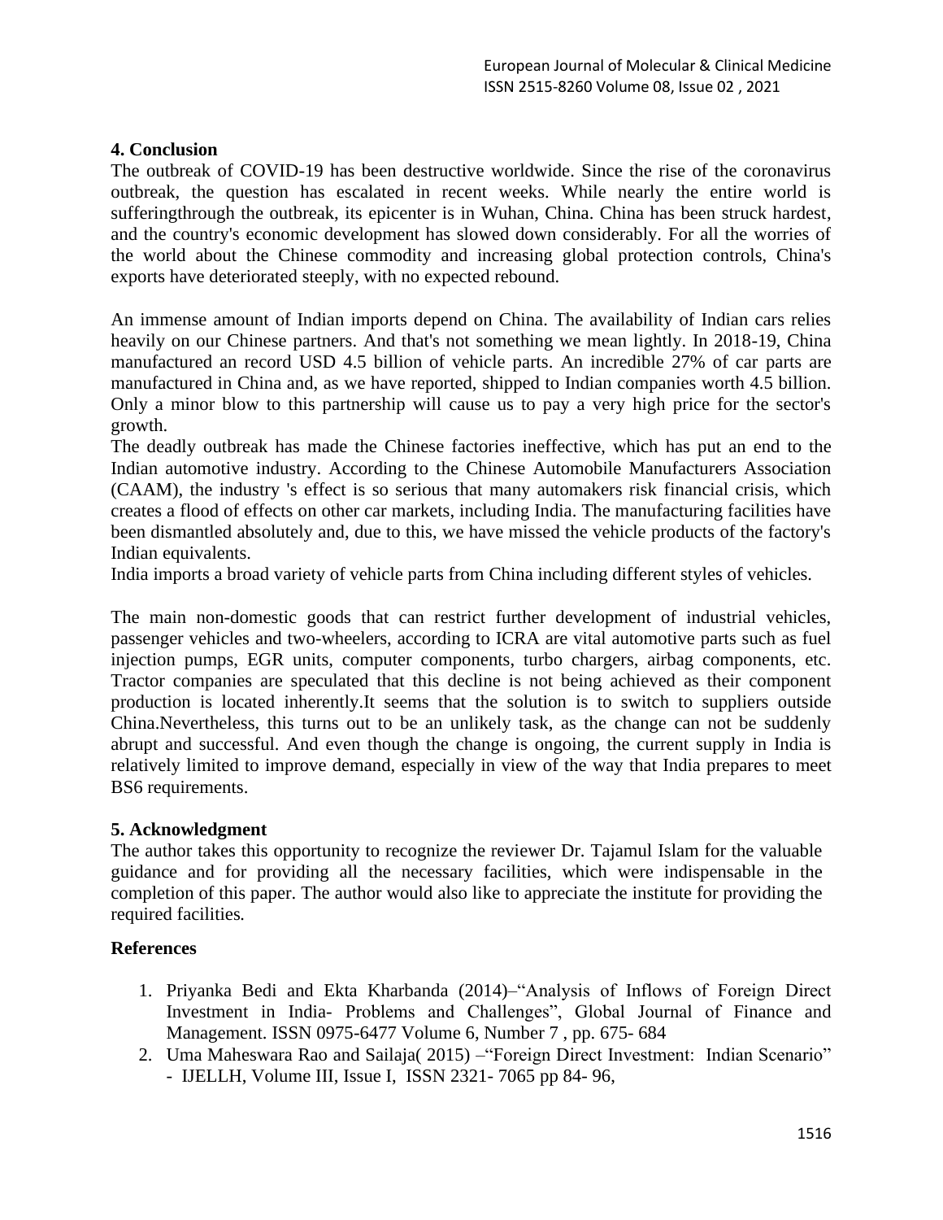## 4. Conclusion

The outbreak of COVID-19 has been destructive worldwide. Since the rise of the coronavirus outbreak, the question has escalated in recent weeks. While nearly the entire world is sufferingthrough the outbreak, its epicenter is in Wuhan, China. China has been struck hardest, and the country's economic development has slowed down considerably. For all the worries of the world about the Chinese commodity and increasing global protection controls, China's exports have deteriorated steeply, with no expected rebound.

An immense amount of Indian imports depend on China. The availability of Indian cars relies heavily on our Chinese partners. And that's not something we mean lightly. In 2018-19, China manufactured an record USD 4.5 billion of vehicle parts. An incredible 27% of car parts are manufactured in China and, as we have reported, shipped to Indian companies worth 4.5 billion. Only a minor blow to this partnership will cause us to pay a very high price for the sector's growth.

The deadly outbreak has made the Chinese factories ineffective, which has put an end to the Indian automotive industry. According to the Chinese Automobile Manufacturers Association (CAAM), the industry 's effect is so serious that many automakers risk financial crisis, which creates a flood of effects on other car markets, including India. The manufacturing facilities have been dismantled absolutely and, due to this, we have missed the vehicle products of the factory's Indian equivalents.

India imports a broad variety of vehicle parts from China including different styles of vehicles.

The main non-domestic goods that can restrict further development of industrial vehicles, passenger vehicles and two-wheelers, according to ICRA are vital automotive parts such as fuel injection pumps, EGR units, computer components, turbo chargers, airbag components, etc. Tractor companies are speculated that this decline is not being achieved as their component production is located inherently.It seems that the solution is to switch to suppliers outside China.Nevertheless, this turns out to be an unlikely task, as the change can not be suddenly abrupt and successful. And even though the change is ongoing, the current supply in India is relatively limited to improve demand, especially in view of the way that India prepares to meet BS6 requirements.

## 5. Acknowledgment

The author takes this opportunity to recognize the reviewer Dr. Tajamul Islam for the valuable guidance and for providing all the necessary facilities, which were indispensable in the completion of this paper. The author would also like to appreciate the institute for providing the required facilities.

## References

1. Priyanka Bedi and Ekta Kharbanda (2014)–"Analysis of Inflows of Foreign Direct Investment in India- Problems and Challenges", Global Journal of Finance and Management. ISSN 0975-6477 Volume 6, Number 7 , pp. 675- 684
2. Uma Maheswara Rao and Sailaja( 2015) –"Foreign Direct Investment: Indian Scenario" - IJELLH, Volume III, Issue I, ISSN 2321- 7065 pp 84- 96,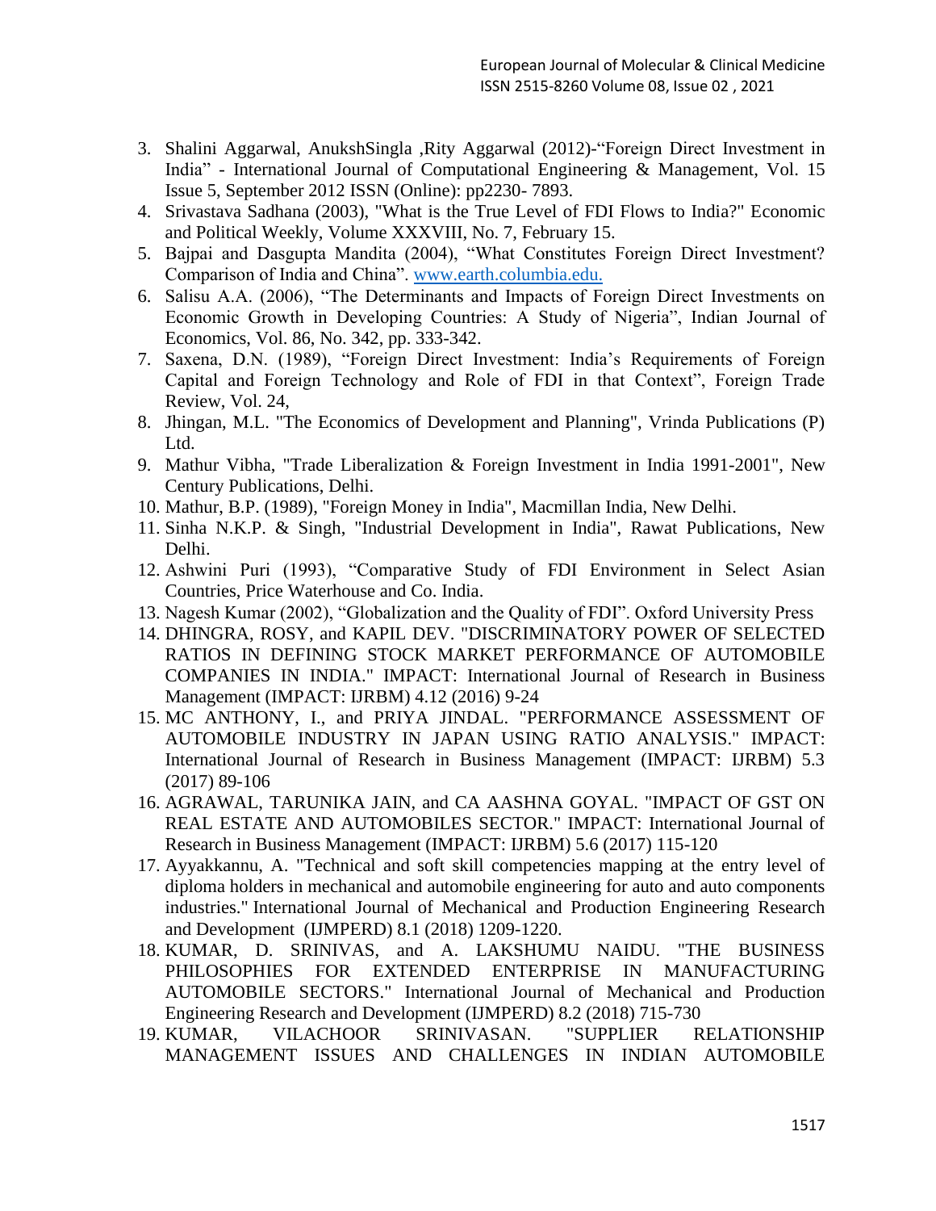3. Shalini Aggarwal, AnukshSingla ,Rity Aggarwal (2012)-"Foreign Direct Investment in India" - International Journal of Computational Engineering & Management, Vol. 15 Issue 5, September 2012 ISSN (Online): pp2230- 7893.
4. Srivastava Sadhana (2003), "What is the True Level of FDI Flows to India?" Economic and Political Weekly, Volume XXXVIII, No. 7, February 15.
5. Bajpai and Dasgupta Mandita (2004), "What Constitutes Foreign Direct Investment? Comparison of India and China". www.earth.columbia.edu.
6. Salisu A.A. (2006), "The Determinants and Impacts of Foreign Direct Investments on Economic Growth in Developing Countries: A Study of Nigeria", Indian Journal of Economics, Vol. 86, No. 342, pp. 333-342.
7. Saxena, D.N. (1989), "Foreign Direct Investment: India's Requirements of Foreign Capital and Foreign Technology and Role of FDI in that Context", Foreign Trade Review, Vol. 24,
8. Jhingan, M.L. "The Economics of Development and Planning", Vrinda Publications (P) Ltd.
9. Mathur Vibha, "Trade Liberalization & Foreign Investment in India 1991-2001", New Century Publications, Delhi.
10. Mathur, B.P. (1989), "Foreign Money in India", Macmillan India, New Delhi.
11. Sinha N.K.P. & Singh, "Industrial Development in India", Rawat Publications, New Delhi.
12. Ashwini Puri (1993), "Comparative Study of FDI Environment in Select Asian Countries, Price Waterhouse and Co. India.
13. Nagesh Kumar (2002), "Globalization and the Quality of FDI". Oxford University Press
14. DHINGRA, ROSY, and KAPIL DEV. "DISCRIMINATORY POWER OF SELECTED RATIOS IN DEFINING STOCK MARKET PERFORMANCE OF AUTOMOBILE COMPANIES IN INDIA." IMPACT: International Journal of Research in Business Management (IMPACT: IJRBM) 4.12 (2016) 9-24
15. MC ANTHONY, I., and PRIYA JINDAL. "PERFORMANCE ASSESSMENT OF AUTOMOBILE INDUSTRY IN JAPAN USING RATIO ANALYSIS." IMPACT: International Journal of Research in Business Management (IMPACT: IJRBM) 5.3 (2017) 89-106
16. AGRAWAL, TARUNIKA JAIN, and CA AASHNA GOYAL. "IMPACT OF GST ON REAL ESTATE AND AUTOMOBILES SECTOR." IMPACT: International Journal of Research in Business Management (IMPACT: IJRBM) 5.6 (2017) 115-120
17. Ayyakkannu, A. "Technical and soft skill competencies mapping at the entry level of diploma holders in mechanical and automobile engineering for auto and auto components industries." International Journal of Mechanical and Production Engineering Research and Development (IJMPERD) 8.1 (2018) 1209-1220.
18. KUMAR, D. SRINIVAS, and A. LAKSHUMU NAIDU. "THE BUSINESS PHILOSOPHIES FOR EXTENDED ENTERPRISE IN MANUFACTURING AUTOMOBILE SECTORS." International Journal of Mechanical and Production Engineering Research and Development (IJMPERD) 8.2 (2018) 715-730
19. KUMAR, VILACHOOR SRINIVASAN. "SUPPLIER RELATIONSHIP MANAGEMENT ISSUES AND CHALLENGES IN INDIAN AUTOMOBILE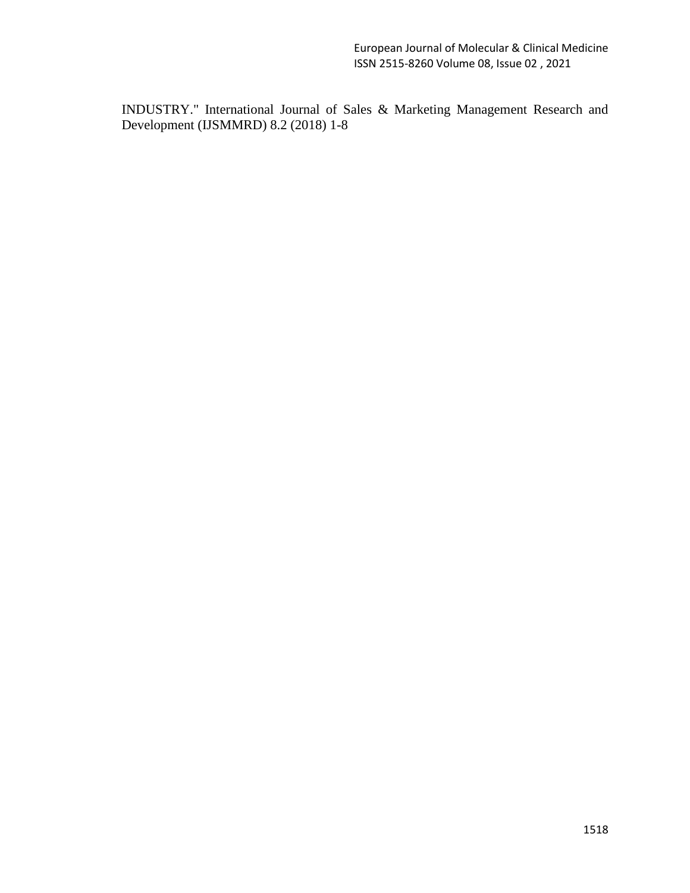INDUSTRY." International Journal of Sales & Marketing Management Research and Development (IJSMMRD) 8.2 (2018) 1-8